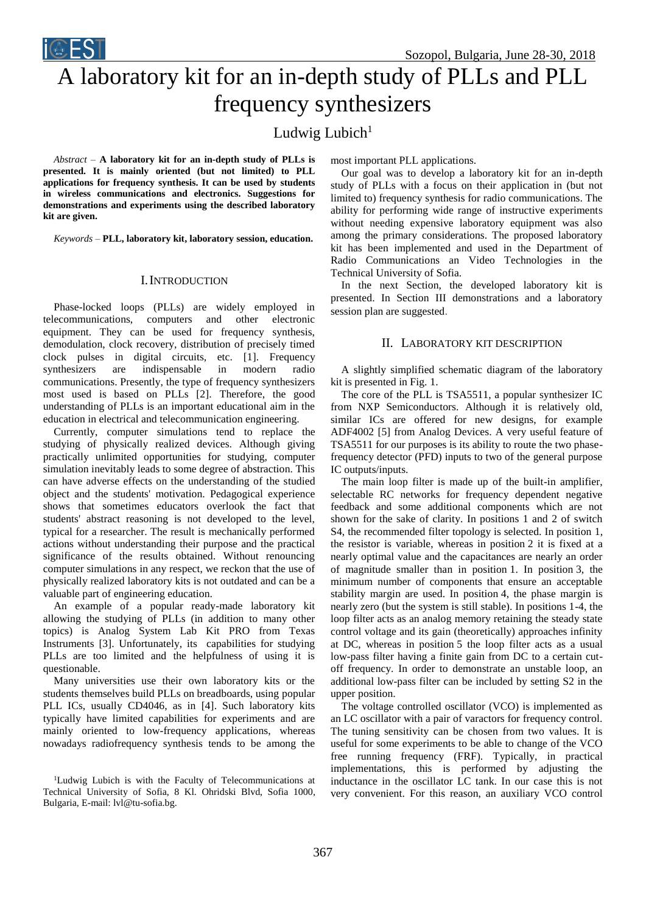# A laboratory kit for an in-depth study of PLLs and PLL frequency synthesizers

Ludwig Lubich[1]

*Abstract* – **A laboratory kit for an in-depth study of PLLs is presented. It is mainly oriented (but not limited) to PLL applications for frequency synthesis. It can be used by students in wireless communications and electronics. Suggestions for demonstrations and experiments using the described laboratory kit are given.**

*Keywords* – **PLL, laboratory kit, laboratory session, education.**

## I. Introduction

Phase-locked loops (PLLs) are widely employed in telecommunications, computers and other electronic equipment. They can be used for frequency synthesis, demodulation, clock recovery, distribution of precisely timed clock pulses in digital circuits, etc. [1]. Frequency synthesizers are indispensable in modern radio communications. Presently, the type of frequency synthesizers most used is based on PLLs [2]. Therefore, the good understanding of PLLs is an important educational aim in the education in electrical and telecommunication engineering.

Currently, computer simulations tend to replace the studying of physically realized devices. Although giving practically unlimited opportunities for studying, computer simulation inevitably leads to some degree of abstraction. This can have adverse effects on the understanding of the studied object and the students' motivation. Pedagogical experience shows that sometimes educators overlook the fact that students' abstract reasoning is not developed to the level, typical for a researcher. The result is mechanically performed actions without understanding their purpose and the practical significance of the results obtained. Without renouncing computer simulations in any respect, we reckon that the use of physically realized laboratory kits is not outdated and can be a valuable part of engineering education.

An example of a popular ready-made laboratory kit allowing the studying of PLLs (in addition to many other topics) is Analog System Lab Kit PRO from Texas Instruments [3]. Unfortunately, its capabilities for studying PLLs are too limited and the helpfulness of using it is questionable.

Many universities use their own laboratory kits or the students themselves build PLLs on breadboards, using popular PLL ICs, usually CD4046, as in [4]. Such laboratory kits typically have limited capabilities for experiments and are mainly oriented to low-frequency applications, whereas nowadays radiofrequency synthesis tends to be among the most important PLL applications.

Our goal was to develop a laboratory kit for an in-depth study of PLLs with a focus on their application in (but not limited to) frequency synthesis for radio communications. The ability for performing wide range of instructive experiments without needing expensive laboratory equipment was also among the primary considerations. The proposed laboratory kit has been implemented and used in the Department of Radio Communications an Video Technologies in the Technical University of Sofia.

In the next Section, the developed laboratory kit is presented. In Section III demonstrations and a laboratory session plan are suggested.

## II. Laboratory Kit Description

A slightly simplified schematic diagram of the laboratory kit is presented in Fig. 1.

The core of the PLL is TSA5511, a popular synthesizer IC from NXP Semiconductors. Although it is relatively old, similar ICs are offered for new designs, for example ADF4002 [5] from Analog Devices. A very useful feature of TSA5511 for our purposes is its ability to route the two phase-frequency detector (PFD) inputs to two of the general purpose IC outputs/inputs.

The main loop filter is made up of the built-in amplifier, selectable RC networks for frequency dependent negative feedback and some additional components which are not shown for the sake of clarity. In positions 1 and 2 of switch S4, the recommended filter topology is selected. In position 1, the resistor is variable, whereas in position 2 it is fixed at a nearly optimal value and the capacitances are nearly an order of magnitude smaller than in position 1. In position 3, the minimum number of components that ensure an acceptable stability margin are used. In position 4, the phase margin is nearly zero (but the system is still stable). In positions 1-4, the loop filter acts as an analog memory retaining the steady state control voltage and its gain (theoretically) approaches infinity at DC, whereas in position 5 the loop filter acts as a usual low-pass filter having a finite gain from DC to a certain cut-off frequency. In order to demonstrate an unstable loop, an additional low-pass filter can be included by setting S2 in the upper position.

The voltage controlled oscillator (VCO) is implemented as an LC oscillator with a pair of varactors for frequency control. The tuning sensitivity can be chosen from two values. It is useful for some experiments to be able to change of the VCO free running frequency (FRF). Typically, in practical implementations, this is performed by adjusting the inductance in the oscillator LC tank. In our case this is not very convenient. For this reason, an auxiliary VCO control

[1]Ludwig Lubich is with the Faculty of Telecommunications at Technical University of Sofia, 8 Kl. Ohridski Blvd, Sofia 1000, Bulgaria, E-mail: lvl@tu-sofia.bg.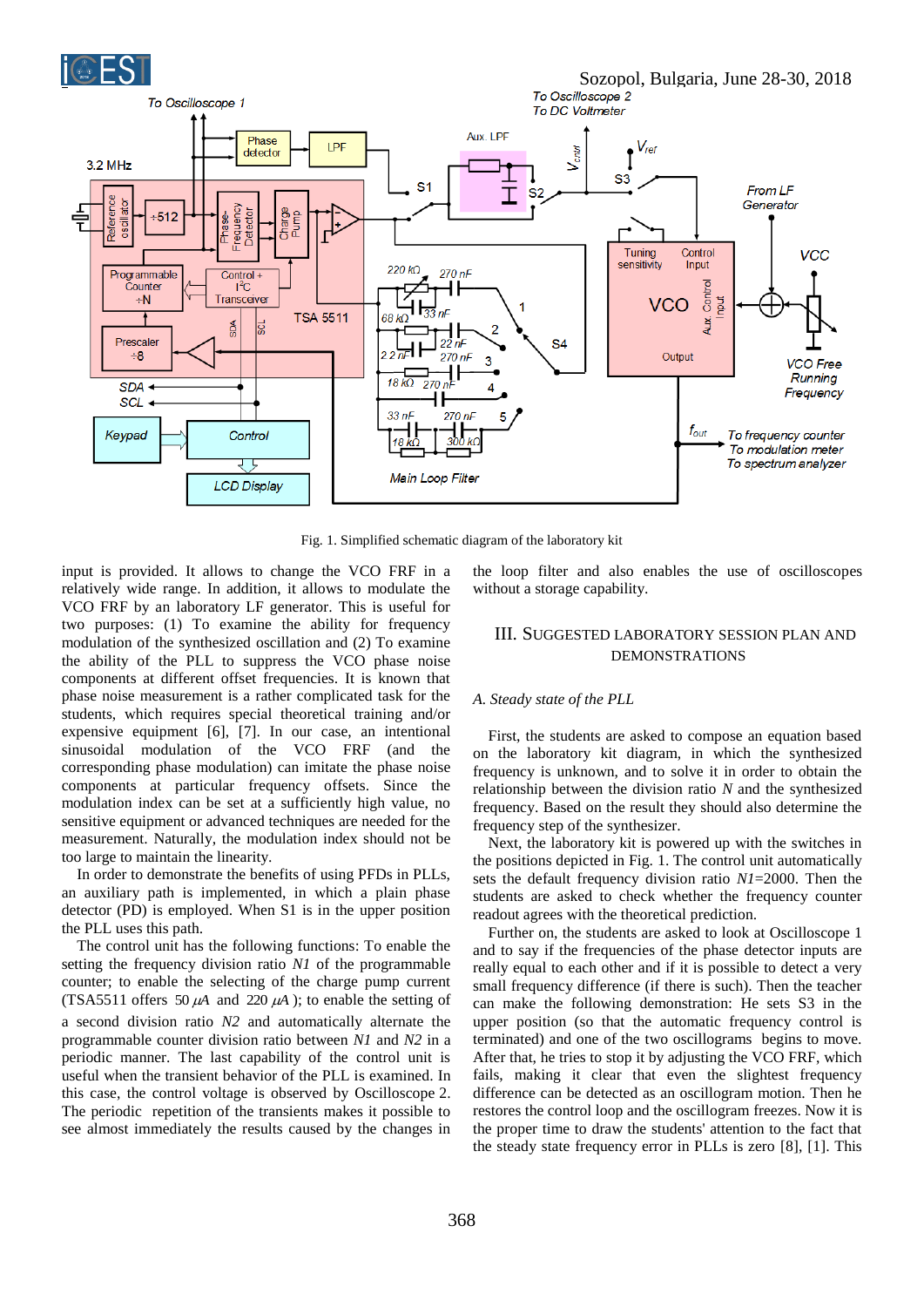Fig. 1. Simplified schematic diagram of the laboratory kit

input is provided. It allows to change the VCO FRF in a relatively wide range. In addition, it allows to modulate the VCO FRF by an laboratory LF generator. This is useful for two purposes: (1) To examine the ability for frequency modulation of the synthesized oscillation and (2) To examine the ability of the PLL to suppress the VCO phase noise components at different offset frequencies. It is known that phase noise measurement is a rather complicated task for the students, which requires special theoretical training and/or expensive equipment [6], [7]. In our case, an intentional sinusoidal modulation of the VCO FRF (and the corresponding phase modulation) can imitate the phase noise components at particular frequency offsets. Since the modulation index can be set at a sufficiently high value, no sensitive equipment or advanced techniques are needed for the measurement. Naturally, the modulation index should not be too large to maintain the linearity.

In order to demonstrate the benefits of using PFDs in PLLs, an auxiliary path is implemented, in which a plain phase detector (PD) is employed. When S1 is in the upper position the PLL uses this path.

The control unit has the following functions: To enable the setting the frequency division ratio *N1* of the programmable counter; to enable the selecting of the charge pump current (TSA5511 offers 50 $\mu A$ and 220 $\mu A$ ); to enable the setting of a second division ratio *N2* and automatically alternate the programmable counter division ratio between *N1* and *N2* in a periodic manner. The last capability of the control unit is useful when the transient behavior of the PLL is examined. In this case, the control voltage is observed by Oscilloscope 2. The periodic repetition of the transients makes it possible to see almost immediately the results caused by the changes in the loop filter and also enables the use of oscilloscopes without a storage capability.

## III. Suggested Laboratory Session Plan and Demonstrations

### *A. Steady state of the PLL*

First, the students are asked to compose an equation based on the laboratory kit diagram, in which the synthesized frequency is unknown, and to solve it in order to obtain the relationship between the division ratio *N* and the synthesized frequency. Based on the result they should also determine the frequency step of the synthesizer.

Next, the laboratory kit is powered up with the switches in the positions depicted in Fig. 1. The control unit automatically sets the default frequency division ratio *N1*=2000. Then the students are asked to check whether the frequency counter readout agrees with the theoretical prediction.

Further on, the students are asked to look at Oscilloscope 1 and to say if the frequencies of the phase detector inputs are really equal to each other and if it is possible to detect a very small frequency difference (if there is such). Then the teacher can make the following demonstration: He sets S3 in the upper position (so that the automatic frequency control is terminated) and one of the two oscillograms begins to move. After that, he tries to stop it by adjusting the VCO FRF, which fails, making it clear that even the slightest frequency difference can be detected as an oscillogram motion. Then he restores the control loop and the oscillogram freezes. Now it is the proper time to draw the students' attention to the fact that the steady state frequency error in PLLs is zero [8], [1]. This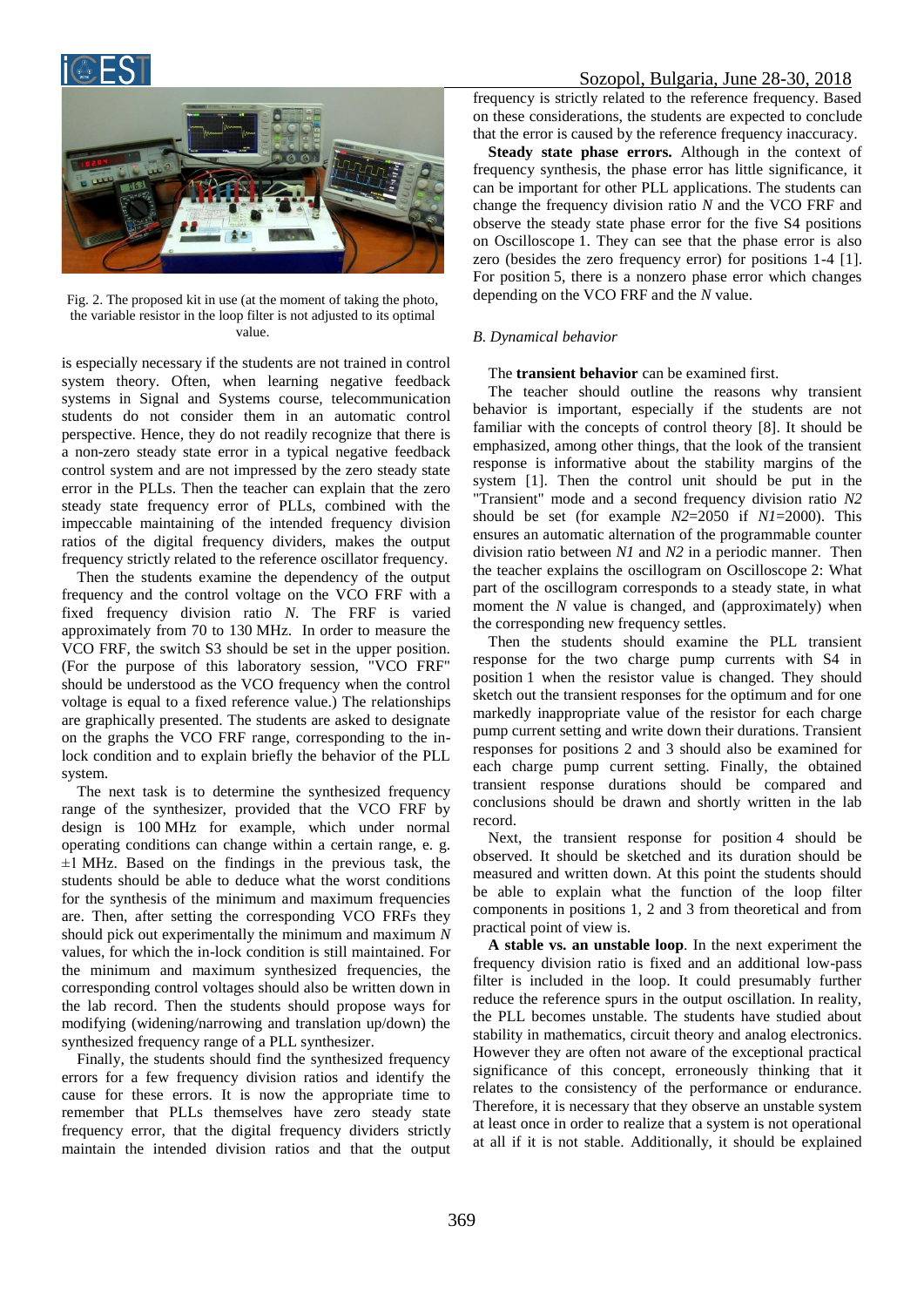Fig. 2. The proposed kit in use (at the moment of taking the photo, the variable resistor in the loop filter is not adjusted to its optimal value.

is especially necessary if the students are not trained in control system theory. Often, when learning negative feedback systems in Signal and Systems course, telecommunication students do not consider them in an automatic control perspective. Hence, they do not readily recognize that there is a non-zero steady state error in a typical negative feedback control system and are not impressed by the zero steady state error in the PLLs. Then the teacher can explain that the zero steady state frequency error of PLLs, combined with the impeccable maintaining of the intended frequency division ratios of the digital frequency dividers, makes the output frequency strictly related to the reference oscillator frequency.

Then the students examine the dependency of the output frequency and the control voltage on the VCO FRF with a fixed frequency division ratio *N*. The FRF is varied approximately from 70 to 130 MHz. In order to measure the VCO FRF, the switch S3 should be set in the upper position. (For the purpose of this laboratory session, "VCO FRF" should be understood as the VCO frequency when the control voltage is equal to a fixed reference value.) The relationships are graphically presented. The students are asked to designate on the graphs the VCO FRF range, corresponding to the in-lock condition and to explain briefly the behavior of the PLL system.

The next task is to determine the synthesized frequency range of the synthesizer, provided that the VCO FRF by design is 100 MHz for example, which under normal operating conditions can change within a certain range, e. g. ±1 MHz. Based on the findings in the previous task, the students should be able to deduce what the worst conditions for the synthesis of the minimum and maximum frequencies are. Then, after setting the corresponding VCO FRFs they should pick out experimentally the minimum and maximum *N* values, for which the in-lock condition is still maintained. For the minimum and maximum synthesized frequencies, the corresponding control voltages should also be written down in the lab record. Then the students should propose ways for modifying (widening/narrowing and translation up/down) the synthesized frequency range of a PLL synthesizer.

Finally, the students should find the synthesized frequency errors for a few frequency division ratios and identify the cause for these errors. It is now the appropriate time to remember that PLLs themselves have zero steady state frequency error, that the digital frequency dividers strictly maintain the intended division ratios and that the output frequency is strictly related to the reference frequency. Based on these considerations, the students are expected to conclude that the error is caused by the reference frequency inaccuracy.

**Steady state phase errors.** Although in the context of frequency synthesis, the phase error has little significance, it can be important for other PLL applications. The students can change the frequency division ratio *N* and the VCO FRF and observe the steady state phase error for the five S4 positions on Oscilloscope 1. They can see that the phase error is also zero (besides the zero frequency error) for positions 1-4 [1]. For position 5, there is a nonzero phase error which changes depending on the VCO FRF and the *N* value.

### *B. Dynamical behavior*

The **transient behavior** can be examined first.

The teacher should outline the reasons why transient behavior is important, especially if the students are not familiar with the concepts of control theory [8]. It should be emphasized, among other things, that the look of the transient response is informative about the stability margins of the system [1]. Then the control unit should be put in the "Transient" mode and a second frequency division ratio $N2$ should be set (for example $N2$=2050 if $N1$=2000). This ensures an automatic alternation of the programmable counter division ratio between $N1$ and $N2$ in a periodic manner. Then the teacher explains the oscillogram on Oscilloscope 2: What part of the oscillogram corresponds to a steady state, in what moment the *N* value is changed, and (approximately) when the corresponding new frequency settles.

Then the students should examine the PLL transient response for the two charge pump currents with S4 in position 1 when the resistor value is changed. They should sketch out the transient responses for the optimum and for one markedly inappropriate value of the resistor for each charge pump current setting and write down their durations. Transient responses for positions 2 and 3 should also be examined for each charge pump current setting. Finally, the obtained transient response durations should be compared and conclusions should be drawn and shortly written in the lab record.

Next, the transient response for position 4 should be observed. It should be sketched and its duration should be measured and written down. At this point the students should be able to explain what the function of the loop filter components in positions 1, 2 and 3 from theoretical and from practical point of view is.

**A stable vs. an unstable loop**. In the next experiment the frequency division ratio is fixed and an additional low-pass filter is included in the loop. It could presumably further reduce the reference spurs in the output oscillation. In reality, the PLL becomes unstable. The students have studied about stability in mathematics, circuit theory and analog electronics. However they are often not aware of the exceptional practical significance of this concept, erroneously thinking that it relates to the consistency of the performance or endurance. Therefore, it is necessary that they observe an unstable system at least once in order to realize that a system is not operational at all if it is not stable. Additionally, it should be explained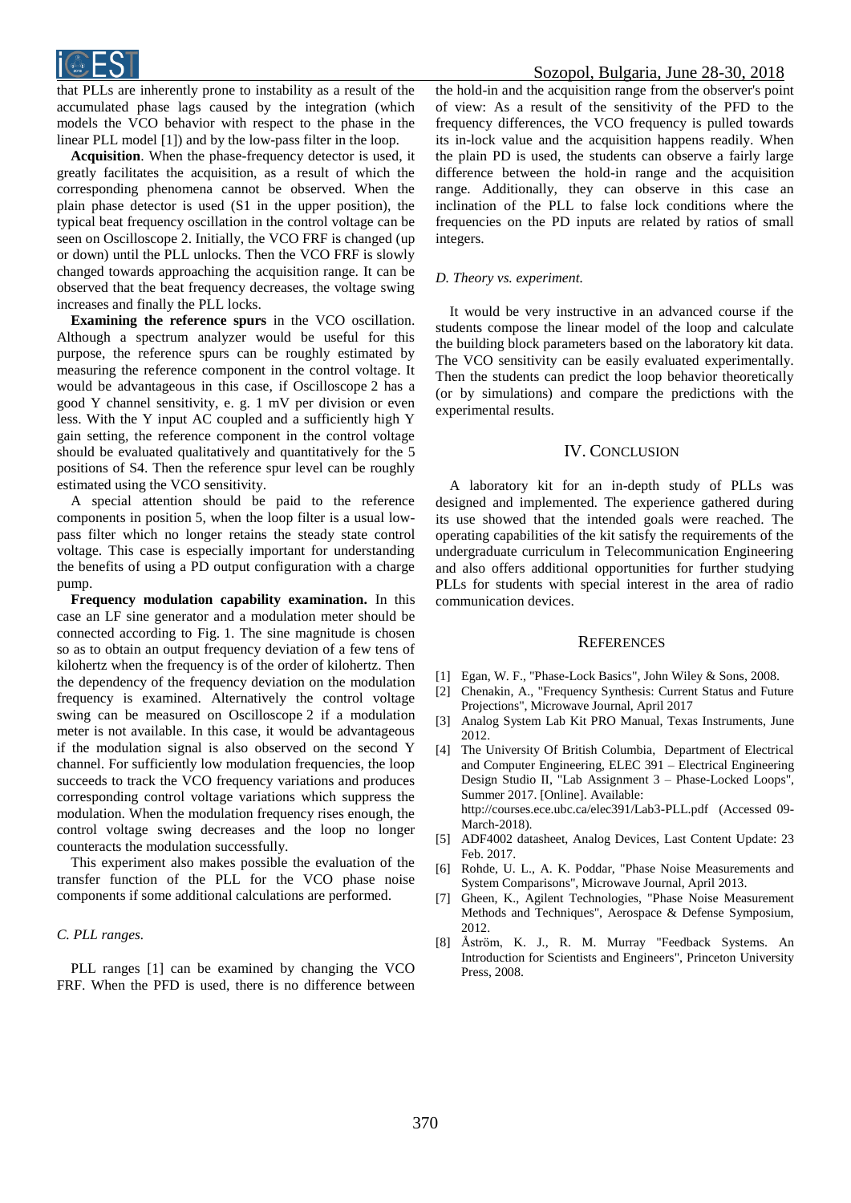that PLLs are inherently prone to instability as a result of the accumulated phase lags caused by the integration (which models the VCO behavior with respect to the phase in the linear PLL model [1]) and by the low-pass filter in the loop.

**Acquisition**. When the phase-frequency detector is used, it greatly facilitates the acquisition, as a result of which the corresponding phenomena cannot be observed. When the plain phase detector is used (S1 in the upper position), the typical beat frequency oscillation in the control voltage can be seen on Oscilloscope 2. Initially, the VCO FRF is changed (up or down) until the PLL unlocks. Then the VCO FRF is slowly changed towards approaching the acquisition range. It can be observed that the beat frequency decreases, the voltage swing increases and finally the PLL locks.

**Examining the reference spurs** in the VCO oscillation. Although a spectrum analyzer would be useful for this purpose, the reference spurs can be roughly estimated by measuring the reference component in the control voltage. It would be advantageous in this case, if Oscilloscope 2 has a good Y channel sensitivity, e. g. 1 mV per division or even less. With the Y input AC coupled and a sufficiently high Y gain setting, the reference component in the control voltage should be evaluated qualitatively and quantitatively for the 5 positions of S4. Then the reference spur level can be roughly estimated using the VCO sensitivity.

A special attention should be paid to the reference components in position 5, when the loop filter is a usual low-pass filter which no longer retains the steady state control voltage. This case is especially important for understanding the benefits of using a PD output configuration with a charge pump.

**Frequency modulation capability examination.** In this case an LF sine generator and a modulation meter should be connected according to Fig. 1. The sine magnitude is chosen so as to obtain an output frequency deviation of a few tens of kilohertz when the frequency is of the order of kilohertz. Then the dependency of the frequency deviation on the modulation frequency is examined. Alternatively the control voltage swing can be measured on Oscilloscope 2 if a modulation meter is not available. In this case, it would be advantageous if the modulation signal is also observed on the second Y channel. For sufficiently low modulation frequencies, the loop succeeds to track the VCO frequency variations and produces corresponding control voltage variations which suppress the modulation. When the modulation frequency rises enough, the control voltage swing decreases and the loop no longer counteracts the modulation successfully.

This experiment also makes possible the evaluation of the transfer function of the PLL for the VCO phase noise components if some additional calculations are performed.

### *C. PLL ranges.*

PLL ranges [1] can be examined by changing the VCO FRF. When the PFD is used, there is no difference between the hold-in and the acquisition range from the observer's point of view: As a result of the sensitivity of the PFD to the frequency differences, the VCO frequency is pulled towards its in-lock value and the acquisition happens readily. When the plain PD is used, the students can observe a fairly large difference between the hold-in range and the acquisition range. Additionally, they can observe in this case an inclination of the PLL to false lock conditions where the frequencies on the PD inputs are related by ratios of small integers.

### *D. Theory vs. experiment.*

It would be very instructive in an advanced course if the students compose the linear model of the loop and calculate the building block parameters based on the laboratory kit data. The VCO sensitivity can be easily evaluated experimentally. Then the students can predict the loop behavior theoretically (or by simulations) and compare the predictions with the experimental results.

## IV. Conclusion

A laboratory kit for an in-depth study of PLLs was designed and implemented. The experience gathered during its use showed that the intended goals were reached. The operating capabilities of the kit satisfy the requirements of the undergraduate curriculum in Telecommunication Engineering and also offers additional opportunities for further studying PLLs for students with special interest in the area of radio communication devices.

## References

[1] Egan, W. F., "Phase-Lock Basics", John Wiley & Sons, 2008.

[2] Chenakin, A., "Frequency Synthesis: Current Status and Future Projections", Microwave Journal, April 2017

[3] Analog System Lab Kit PRO Manual, Texas Instruments, June 2012.

[4] The University Of British Columbia, Department of Electrical and Computer Engineering, ELEC 391 – Electrical Engineering Design Studio II, "Lab Assignment 3 – Phase-Locked Loops", Summer 2017. [Online]. Available: http://courses.ece.ubc.ca/elec391/Lab3-PLL.pdf (Accessed 09-March-2018).

[5] ADF4002 datasheet, Analog Devices, Last Content Update: 23 Feb. 2017.

[6] Rohde, U. L., A. K. Poddar, "Phase Noise Measurements and System Comparisons", Microwave Journal, April 2013.

[7] Gheen, K., Agilent Technologies, "Phase Noise Measurement Methods and Techniques", Aerospace & Defense Symposium, 2012.

[8] Åström, K. J., R. M. Murray "Feedback Systems. An Introduction for Scientists and Engineers", Princeton University Press, 2008.